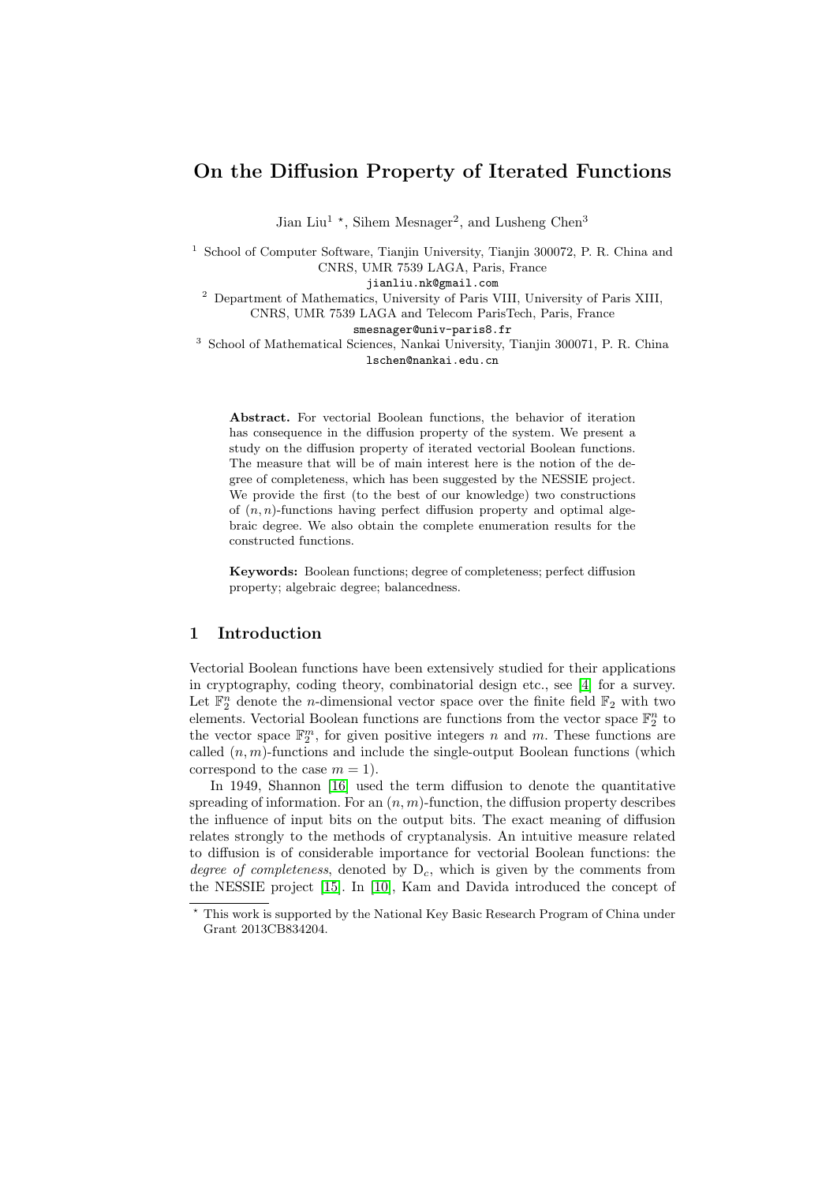# On the Diffusion Property of Iterated Functions

Jian Liu[1] *, Sihem Mesnager[2], and Lusheng Chen[3]

[1] School of Computer Software, Tianjin University, Tianjin 300072, P. R. China and CNRS, UMR 7539 LAGA, Paris, France
jianliu.nk@gmail.com

[2] Department of Mathematics, University of Paris VIII, University of Paris XIII, CNRS, UMR 7539 LAGA and Telecom ParisTech, Paris, France
smesnager@univ-paris8.fr

[3] School of Mathematical Sciences, Nankai University, Tianjin 300071, P. R. China
lschen@nankai.edu.cn

**Abstract.** For vectorial Boolean functions, the behavior of iteration has consequence in the diffusion property of the system. We present a study on the diffusion property of iterated vectorial Boolean functions. The measure that will be of main interest here is the notion of the degree of completeness, which has been suggested by the NESSIE project. We provide the first (to the best of our knowledge) two constructions of $(n, n)$-functions having perfect diffusion property and optimal algebraic degree. We also obtain the complete enumeration results for the constructed functions.

**Keywords:** Boolean functions; degree of completeness; perfect diffusion property; algebraic degree; balancedness.

## 1 Introduction

Vectorial Boolean functions have been extensively studied for their applications in cryptography, coding theory, combinatorial design etc., see [4] for a survey. Let $\mathbb{F}_2^n$ denote the $n$-dimensional vector space over the finite field $\mathbb{F}_2$ with two elements. Vectorial Boolean functions are functions from the vector space $\mathbb{F}_2^n$ to the vector space $\mathbb{F}_2^m$, for given positive integers $n$ and $m$. These functions are called $(n, m)$-functions and include the single-output Boolean functions (which correspond to the case $m = 1$).

In 1949, Shannon [16] used the term diffusion to denote the quantitative spreading of information. For an $(n, m)$-function, the diffusion property describes the influence of input bits on the output bits. The exact meaning of diffusion relates strongly to the methods of cryptanalysis. An intuitive measure related to diffusion is of considerable importance for vectorial Boolean functions: the *degree of completeness*, denoted by $\mathrm{D}_c$, which is given by the comments from the NESSIE project [15]. In [10], Kam and Davida introduced the concept of

* This work is supported by the National Key Basic Research Program of China under Grant 2013CB834204.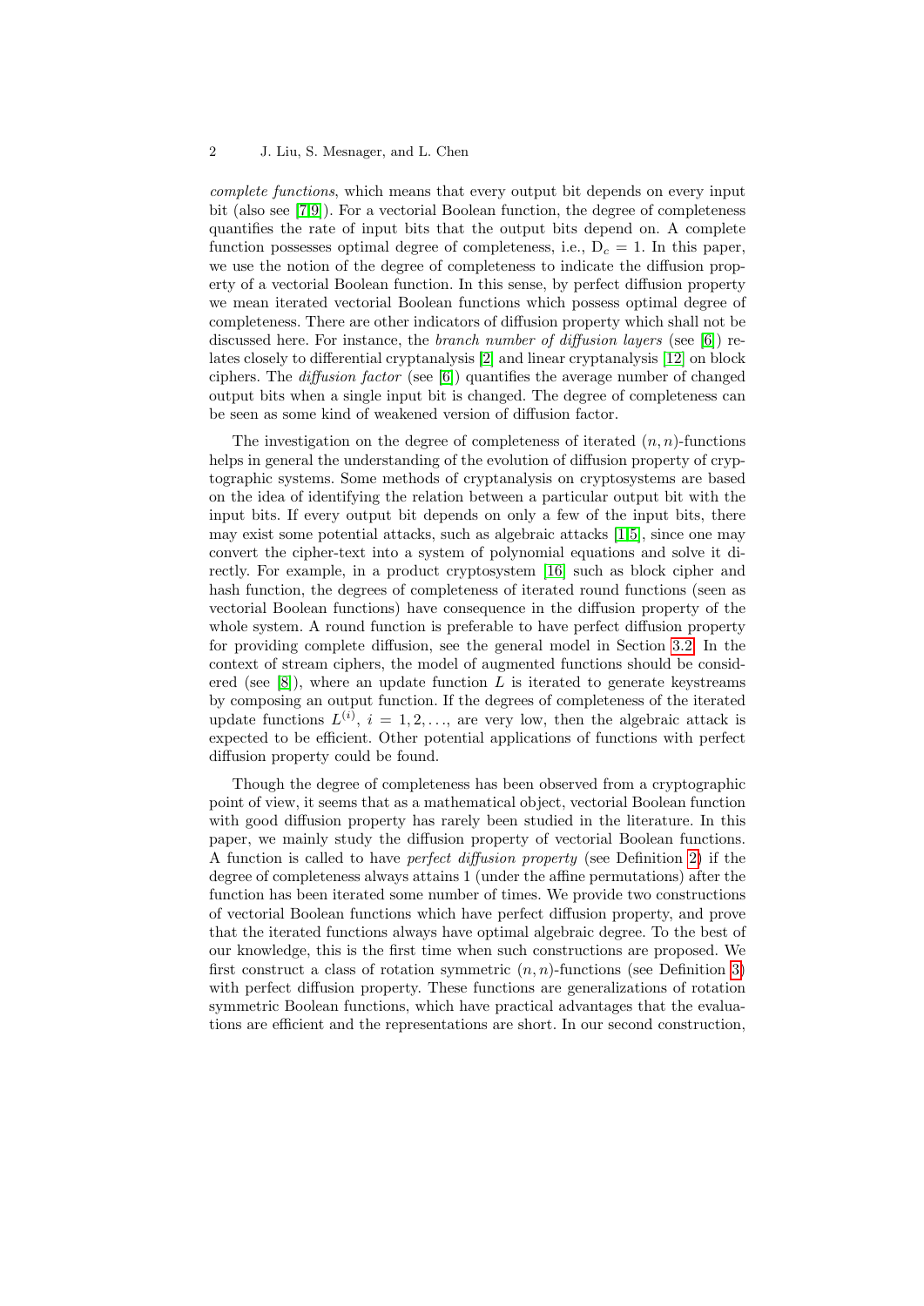*complete functions*, which means that every output bit depends on every input bit (also see [7,9]). For a vectorial Boolean function, the degree of completeness quantifies the rate of input bits that the output bits depend on. A complete function possesses optimal degree of completeness, i.e., $\mathrm{D}_c = 1$. In this paper, we use the notion of the degree of completeness to indicate the diffusion property of a vectorial Boolean function. In this sense, by perfect diffusion property we mean iterated vectorial Boolean functions which possess optimal degree of completeness. There are other indicators of diffusion property which shall not be discussed here. For instance, the *branch number of diffusion layers* (see [6]) relates closely to differential cryptanalysis [2] and linear cryptanalysis [12] on block ciphers. The *diffusion factor* (see [6]) quantifies the average number of changed output bits when a single input bit is changed. The degree of completeness can be seen as some kind of weakened version of diffusion factor.

The investigation on the degree of completeness of iterated $(n, n)$-functions helps in general the understanding of the evolution of diffusion property of cryptographic systems. Some methods of cryptanalysis on cryptosystems are based on the idea of identifying the relation between a particular output bit with the input bits. If every output bit depends on only a few of the input bits, there may exist some potential attacks, such as algebraic attacks [1,5], since one may convert the cipher-text into a system of polynomial equations and solve it directly. For example, in a product cryptosystem [16] such as block cipher and hash function, the degrees of completeness of iterated round functions (seen as vectorial Boolean functions) have consequence in the diffusion property of the whole system. A round function is preferable to have perfect diffusion property for providing complete diffusion, see the general model in Section 3.2. In the context of stream ciphers, the model of augmented functions should be considered (see [8]), where an update function $L$ is iterated to generate keystreams by composing an output function. If the degrees of completeness of the iterated update functions $L^{(i)}$, $i = 1, 2, \ldots$, are very low, then the algebraic attack is expected to be efficient. Other potential applications of functions with perfect diffusion property could be found.

Though the degree of completeness has been observed from a cryptographic point of view, it seems that as a mathematical object, vectorial Boolean function with good diffusion property has rarely been studied in the literature. In this paper, we mainly study the diffusion property of vectorial Boolean functions. A function is called to have *perfect diffusion property* (see Definition 2) if the degree of completeness always attains 1 (under the affine permutations) after the function has been iterated some number of times. We provide two constructions of vectorial Boolean functions which have perfect diffusion property, and prove that the iterated functions always have optimal algebraic degree. To the best of our knowledge, this is the first time when such constructions are proposed. We first construct a class of rotation symmetric $(n, n)$-functions (see Definition 3) with perfect diffusion property. These functions are generalizations of rotation symmetric Boolean functions, which have practical advantages that the evaluations are efficient and the representations are short. In our second construction,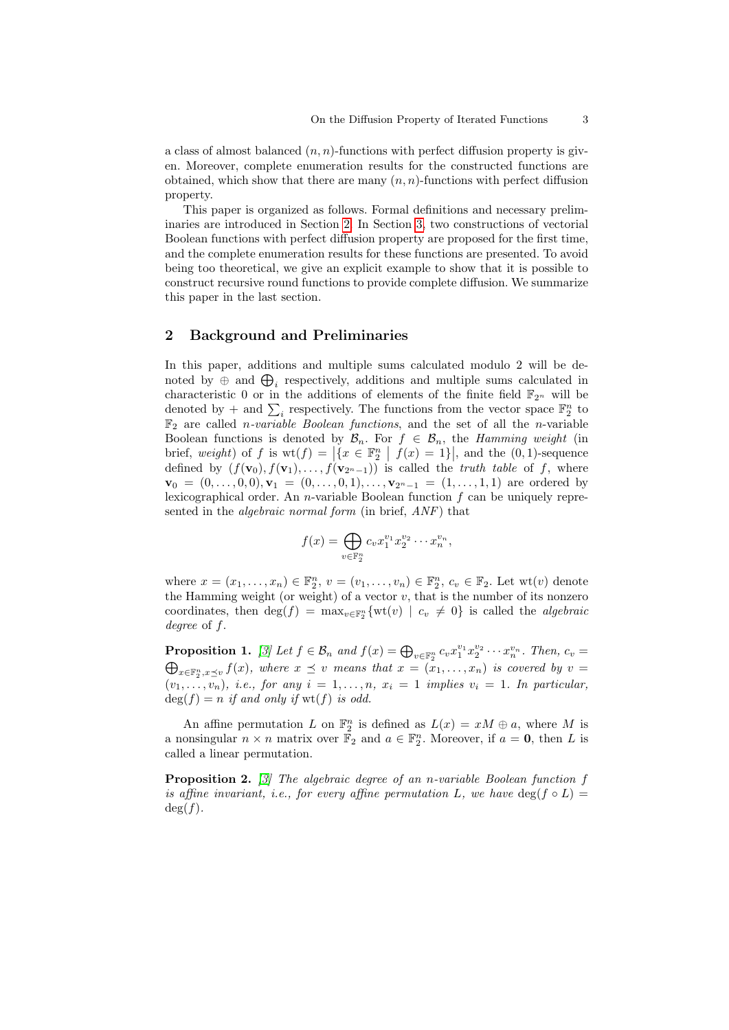a class of almost balanced $(n, n)$-functions with perfect diffusion property is given. Moreover, complete enumeration results for the constructed functions are obtained, which show that there are many $(n, n)$-functions with perfect diffusion property.

This paper is organized as follows. Formal definitions and necessary preliminaries are introduced in Section 2. In Section 3, two constructions of vectorial Boolean functions with perfect diffusion property are proposed for the first time, and the complete enumeration results for these functions are presented. To avoid being too theoretical, we give an explicit example to show that it is possible to construct recursive round functions to provide complete diffusion. We summarize this paper in the last section.

## 2 Background and Preliminaries

In this paper, additions and multiple sums calculated modulo 2 will be denoted by $\oplus$ and $\bigoplus_i$ respectively, additions and multiple sums calculated in characteristic 0 or in the additions of elements of the finite field $\mathbb{F}_{2^n}$ will be denoted by $+$ and $\sum_i$ respectively. The functions from the vector space $\mathbb{F}_2^n$ to $\mathbb{F}_2$ are called *n-variable Boolean functions*, and the set of all the $n$-variable Boolean functions is denoted by $\mathcal{B}_n$. For $f \in \mathcal{B}_n$, the *Hamming weight* (in brief, *weight*) of $f$ is $\mathrm{wt}(f) = \left|\{x \in \mathbb{F}_2^n \mid f(x) = 1\}\right|$, and the $(0,1)$-sequence defined by $(f(\mathbf{v}_0), f(\mathbf{v}_1), \ldots, f(\mathbf{v}_{2^n-1}))$ is called the *truth table* of $f$, where $\mathbf{v}_0 = (0, \ldots, 0, 0), \mathbf{v}_1 = (0, \ldots, 0, 1), \ldots, \mathbf{v}_{2^n-1} = (1, \ldots, 1, 1)$ are ordered by lexicographical order. An $n$-variable Boolean function $f$ can be uniquely represented in the *algebraic normal form* (in brief, *ANF*) that

$$f(x) = \bigoplus_{v \in \mathbb{F}_2^n} c_v x_1^{v_1} x_2^{v_2} \cdots x_n^{v_n},$$

where $x = (x_1, \ldots, x_n) \in \mathbb{F}_2^n$, $v = (v_1, \ldots, v_n) \in \mathbb{F}_2^n$, $c_v \in \mathbb{F}_2$. Let $\mathrm{wt}(v)$ denote the Hamming weight (or weight) of a vector $v$, that is the number of its nonzero coordinates, then $\deg(f) = \max_{v \in \mathbb{F}_2^n}\{\mathrm{wt}(v) \mid c_v \neq 0\}$ is called the *algebraic degree* of $f$.

**Proposition 1.** [3] *Let $f \in \mathcal{B}_n$ and $f(x) = \bigoplus_{v \in \mathbb{F}_2^n} c_v x_1^{v_1} x_2^{v_2} \cdots x_n^{v_n}$. Then, $c_v = \bigoplus_{x \in \mathbb{F}_2^n, x \preceq v} f(x)$, where $x \preceq v$ means that $x = (x_1, \ldots, x_n)$ is covered by $v = (v_1, \ldots, v_n)$, i.e., for any $i = 1, \ldots, n$, $x_i = 1$ implies $v_i = 1$. In particular, $\deg(f) = n$ if and only if $\mathrm{wt}(f)$ is odd.*

An affine permutation $L$ on $\mathbb{F}_2^n$ is defined as $L(x) = xM \oplus a$, where $M$ is a nonsingular $n \times n$ matrix over $\mathbb{F}_2$ and $a \in \mathbb{F}_2^n$. Moreover, if $a = \mathbf{0}$, then $L$ is called a linear permutation.

**Proposition 2.** [3] *The algebraic degree of an n-variable Boolean function $f$ is affine invariant, i.e., for every affine permutation $L$, we have $\deg(f \circ L) = \deg(f)$.*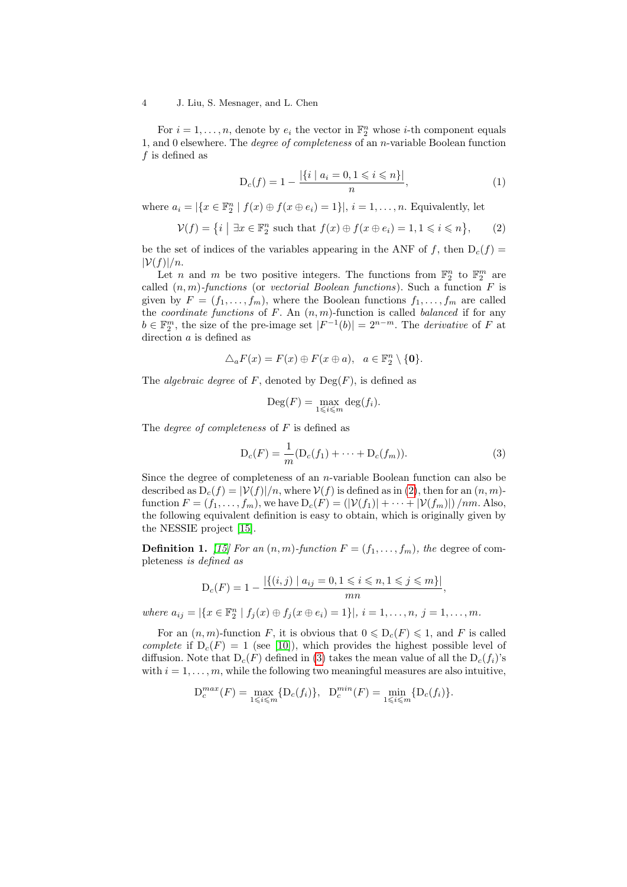For $i = 1, \ldots, n$, denote by $e_i$ the vector in $\mathbb{F}_2^n$ whose $i$-th component equals 1, and 0 elsewhere. The *degree of completeness* of an $n$-variable Boolean function $f$ is defined as

$$\mathrm{D}_c(f) = 1 - \frac{|\{i \mid a_i = 0, 1 \leqslant i \leqslant n\}|}{n}, \tag{1}$$

where $a_i = |\{x \in \mathbb{F}_2^n \mid f(x) \oplus f(x \oplus e_i) = 1\}|$, $i = 1, \ldots, n$. Equivalently, let

$$\mathcal{V}(f) = \left\{i \;\middle|\; \exists x \in \mathbb{F}_2^n \text{ such that } f(x) \oplus f(x \oplus e_i) = 1, 1 \leqslant i \leqslant n\right\}, \tag{2}$$

be the set of indices of the variables appearing in the ANF of $f$, then $\mathrm{D}_c(f) = |\mathcal{V}(f)|/n$.

Let $n$ and $m$ be two positive integers. The functions from $\mathbb{F}_2^n$ to $\mathbb{F}_2^m$ are called $(n, m)$-*functions* (or *vectorial Boolean functions*). Such a function $F$ is given by $F = (f_1, \ldots, f_m)$, where the Boolean functions $f_1, \ldots, f_m$ are called the *coordinate functions* of $F$. An $(n, m)$-function is called *balanced* if for any $b \in \mathbb{F}_2^m$, the size of the pre-image set $|F^{-1}(b)| = 2^{n-m}$. The *derivative* of $F$ at direction $a$ is defined as

$$\triangle_a F(x) = F(x) \oplus F(x \oplus a), \quad a \in \mathbb{F}_2^n \setminus \{\mathbf{0}\}.$$

The *algebraic degree* of $F$, denoted by $\mathrm{Deg}(F)$, is defined as

$$\mathrm{Deg}(F) = \max_{1 \leqslant i \leqslant m} \deg(f_i).$$

The *degree of completeness* of $F$ is defined as

$$\mathrm{D}_c(F) = \frac{1}{m}(\mathrm{D}_c(f_1) + \cdots + \mathrm{D}_c(f_m)). \tag{3}$$

Since the degree of completeness of an $n$-variable Boolean function can also be described as $\mathrm{D}_c(f) = |\mathcal{V}(f)|/n$, where $\mathcal{V}(f)$ is defined as in (2), then for an $(n, m)$-function $F = (f_1, \ldots, f_m)$, we have $\mathrm{D}_c(F) = (|\mathcal{V}(f_1)| + \cdots + |\mathcal{V}(f_m)|)/nm$. Also, the following equivalent definition is easy to obtain, which is originally given by the NESSIE project [15].

**Definition 1.** *[15] For an $(n, m)$-function $F = (f_1, \ldots, f_m)$, the* degree of completeness *is defined as*

$$\mathrm{D}_c(F) = 1 - \frac{|\{(i, j) \mid a_{ij} = 0, 1 \leqslant i \leqslant n, 1 \leqslant j \leqslant m\}|}{mn},$$

*where $a_{ij} = |\{x \in \mathbb{F}_2^n \mid f_j(x) \oplus f_j(x \oplus e_i) = 1\}|$, $i = 1, \ldots, n$, $j = 1, \ldots, m$.*

For an $(n, m)$-function $F$, it is obvious that $0 \leqslant \mathrm{D}_c(F) \leqslant 1$, and $F$ is called *complete* if $\mathrm{D}_c(F) = 1$ (see [10]), which provides the highest possible level of diffusion. Note that $\mathrm{D}_c(F)$ defined in (3) takes the mean value of all the $\mathrm{D}_c(f_i)$'s with $i = 1, \ldots, m$, while the following two meaningful measures are also intuitive,

$$\mathrm{D}_c^{max}(F) = \max_{1 \leqslant i \leqslant m} \{\mathrm{D}_c(f_i)\}, \quad \mathrm{D}_c^{min}(F) = \min_{1 \leqslant i \leqslant m} \{\mathrm{D}_c(f_i)\}.$$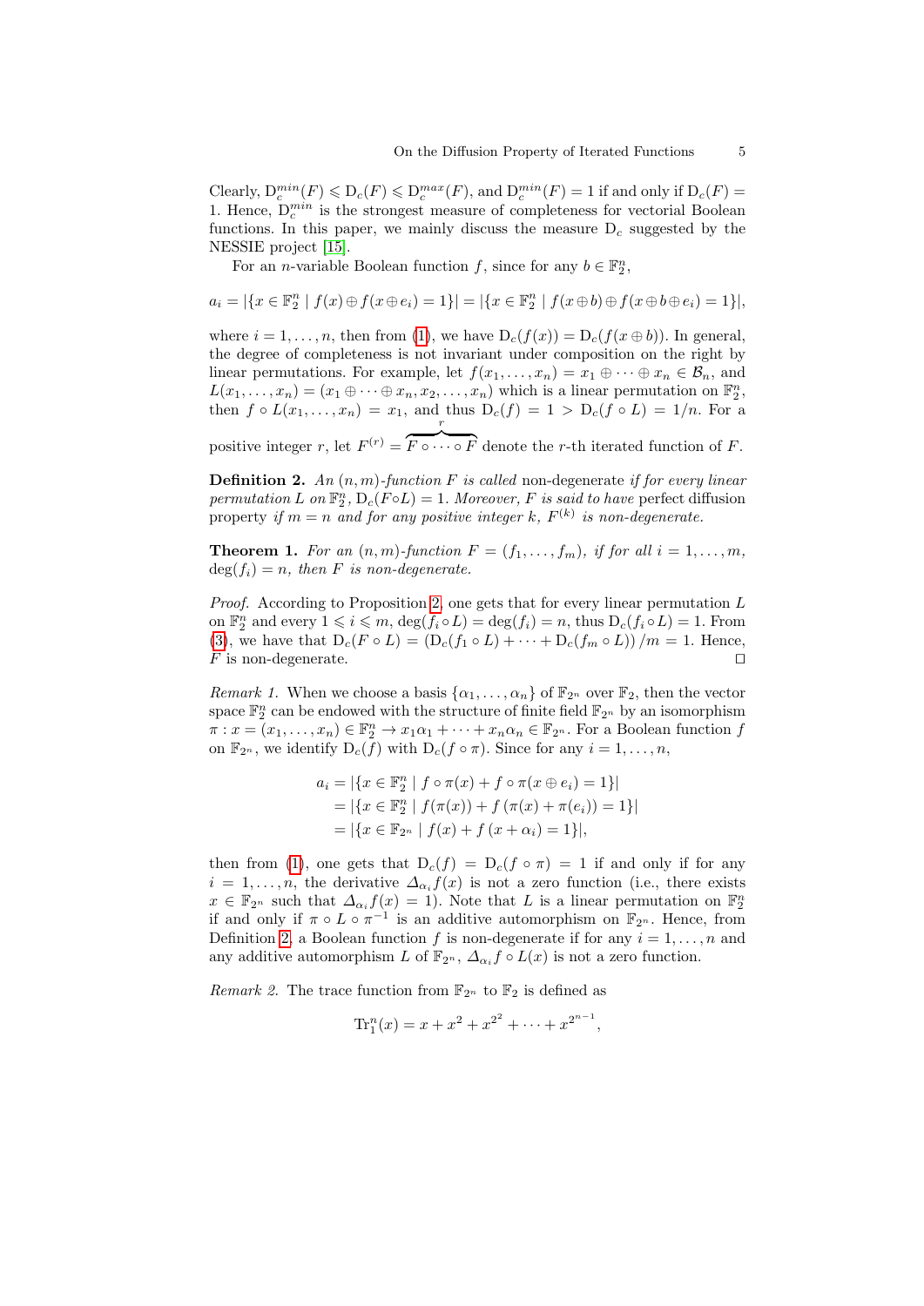Clearly, $\mathrm{D}_c^{min}(F) \leqslant \mathrm{D}_c(F) \leqslant \mathrm{D}_c^{max}(F)$, and $\mathrm{D}_c^{min}(F) = 1$ if and only if $\mathrm{D}_c(F) = 1$. Hence, $\mathrm{D}_c^{min}$ is the strongest measure of completeness for vectorial Boolean functions. In this paper, we mainly discuss the measure $\mathrm{D}_c$ suggested by the NESSIE project [15].

For an $n$-variable Boolean function $f$, since for any $b \in \mathbb{F}_2^n$,

$$a_i = |\{x \in \mathbb{F}_2^n \mid f(x) \oplus f(x \oplus e_i) = 1\}| = |\{x \in \mathbb{F}_2^n \mid f(x \oplus b) \oplus f(x \oplus b \oplus e_i) = 1\}|,$$

where $i = 1, \ldots, n$, then from (1), we have $\mathrm{D}_c(f(x)) = \mathrm{D}_c(f(x \oplus b))$. In general, the degree of completeness is not invariant under composition on the right by linear permutations. For example, let $f(x_1, \ldots, x_n) = x_1 \oplus \cdots \oplus x_n \in \mathcal{B}_n$, and $L(x_1, \ldots, x_n) = (x_1 \oplus \cdots \oplus x_n, x_2, \ldots, x_n)$ which is a linear permutation on $\mathbb{F}_2^n$, then $f \circ L(x_1, \ldots, x_n) = x_1$, and thus $\mathrm{D}_c(f) = 1 > \mathrm{D}_c(f \circ L) = 1/n$. For a positive integer $r$, let $F^{(r)} = \overbrace{F \circ \cdots \circ F}^{r}$ denote the $r$-th iterated function of $F$.

**Definition 2.** *An $(n, m)$-function $F$ is called* non-degenerate *if for every linear permutation $L$ on $\mathbb{F}_2^n$, $\mathrm{D}_c(F \circ L) = 1$. Moreover, $F$ is said to have* perfect diffusion *property if $m = n$ and for any positive integer $k$, $F^{(k)}$ is non-degenerate.*

**Theorem 1.** *For an $(n, m)$-function $F = (f_1, \ldots, f_m)$, if for all $i = 1, \ldots, m$, $\deg(f_i) = n$, then $F$ is non-degenerate.*

*Proof.* According to Proposition 2, one gets that for every linear permutation $L$ on $\mathbb{F}_2^n$ and every $1 \leqslant i \leqslant m$, $\deg(f_i \circ L) = \deg(f_i) = n$, thus $\mathrm{D}_c(f_i \circ L) = 1$. From (3), we have that $\mathrm{D}_c(F \circ L) = (\mathrm{D}_c(f_1 \circ L) + \cdots + \mathrm{D}_c(f_m \circ L))/m = 1$. Hence, $F$ is non-degenerate. □

*Remark 1.* When we choose a basis $\{\alpha_1, \ldots, \alpha_n\}$ of $\mathbb{F}_{2^n}$ over $\mathbb{F}_2$, then the vector space $\mathbb{F}_2^n$ can be endowed with the structure of finite field $\mathbb{F}_{2^n}$ by an isomorphism $\pi : x = (x_1, \ldots, x_n) \in \mathbb{F}_2^n \to x_1\alpha_1 + \cdots + x_n\alpha_n \in \mathbb{F}_{2^n}$. For a Boolean function $f$ on $\mathbb{F}_{2^n}$, we identify $\mathrm{D}_c(f)$ with $\mathrm{D}_c(f \circ \pi)$. Since for any $i = 1, \ldots, n$,

$$\begin{aligned}
a_i &= |\{x \in \mathbb{F}_2^n \mid f \circ \pi(x) + f \circ \pi(x \oplus e_i) = 1\}| \\
&= |\{x \in \mathbb{F}_2^n \mid f(\pi(x)) + f(\pi(x) + \pi(e_i)) = 1\}| \\
&= |\{x \in \mathbb{F}_{2^n} \mid f(x) + f(x + \alpha_i) = 1\}|,
\end{aligned}$$

then from (1), one gets that $\mathrm{D}_c(f) = \mathrm{D}_c(f \circ \pi) = 1$ if and only if for any $i = 1, \ldots, n$, the derivative $\Delta_{\alpha_i} f(x)$ is not a zero function (i.e., there exists $x \in \mathbb{F}_{2^n}$ such that $\Delta_{\alpha_i} f(x) = 1$). Note that $L$ is a linear permutation on $\mathbb{F}_2^n$ if and only if $\pi \circ L \circ \pi^{-1}$ is an additive automorphism on $\mathbb{F}_{2^n}$. Hence, from Definition 2, a Boolean function $f$ is non-degenerate if for any $i = 1, \ldots, n$ and any additive automorphism $L$ of $\mathbb{F}_{2^n}$, $\Delta_{\alpha_i} f \circ L(x)$ is not a zero function.

*Remark 2.* The trace function from $\mathbb{F}_{2^n}$ to $\mathbb{F}_2$ is defined as

$$\mathrm{Tr}_1^n(x) = x + x^2 + x^{2^2} + \cdots + x^{2^{n-1}},$$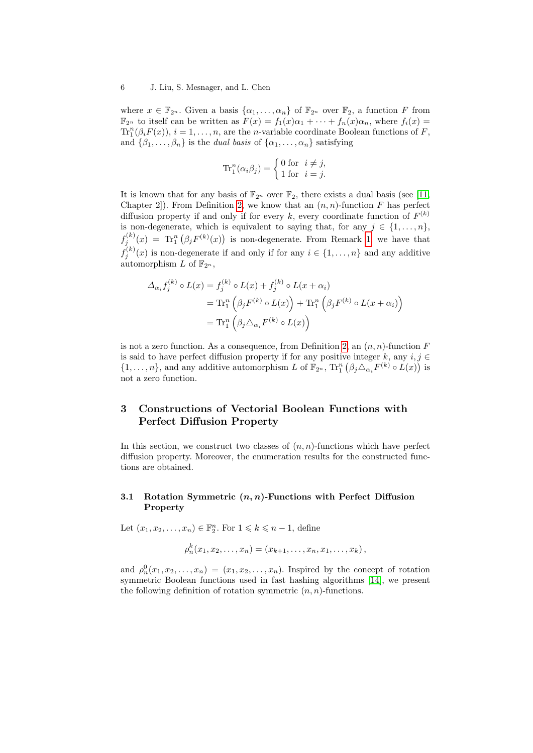where $x \in \mathbb{F}_{2^n}$. Given a basis $\{\alpha_1, \ldots, \alpha_n\}$ of $\mathbb{F}_{2^n}$ over $\mathbb{F}_2$, a function $F$ from $\mathbb{F}_{2^n}$ to itself can be written as $F(x) = f_1(x)\alpha_1 + \cdots + f_n(x)\alpha_n$, where $f_i(x) = \mathrm{Tr}_1^n(\beta_i F(x))$, $i = 1, \ldots, n$, are the $n$-variable coordinate Boolean functions of $F$, and $\{\beta_1, \ldots, \beta_n\}$ is the *dual basis* of $\{\alpha_1, \ldots, \alpha_n\}$ satisfying

$$\mathrm{Tr}_1^n(\alpha_i \beta_j) = \begin{cases} 0 \text{ for } & i \neq j, \\ 1 \text{ for } & i = j. \end{cases}$$

It is known that for any basis of $\mathbb{F}_{2^n}$ over $\mathbb{F}_2$, there exists a dual basis (see [11, Chapter 2]). From Definition 2, we know that an $(n, n)$-function $F$ has perfect diffusion property if and only if for every $k$, every coordinate function of $F^{(k)}$ is non-degenerate, which is equivalent to saying that, for any $j \in \{1, \ldots, n\}$, $f_j^{(k)}(x) = \mathrm{Tr}_1^n\left(\beta_j F^{(k)}(x)\right)$ is non-degenerate. From Remark 1, we have that $f_j^{(k)}(x)$ is non-degenerate if and only if for any $i \in \{1, \ldots, n\}$ and any additive automorphism $L$ of $\mathbb{F}_{2^n}$,

$$\begin{aligned}
\Delta_{\alpha_i} f_j^{(k)} \circ L(x) &= f_j^{(k)} \circ L(x) + f_j^{(k)} \circ L(x + \alpha_i) \\
&= \mathrm{Tr}_1^n\left(\beta_j F^{(k)} \circ L(x)\right) + \mathrm{Tr}_1^n\left(\beta_j F^{(k)} \circ L(x + \alpha_i)\right) \\
&= \mathrm{Tr}_1^n\left(\beta_j \triangle_{\alpha_i} F^{(k)} \circ L(x)\right)
\end{aligned}$$

is not a zero function. As a consequence, from Definition 2, an $(n, n)$-function $F$ is said to have perfect diffusion property if for any positive integer $k$, any $i, j \in \{1, \ldots, n\}$, and any additive automorphism $L$ of $\mathbb{F}_{2^n}$, $\mathrm{Tr}_1^n\left(\beta_j \triangle_{\alpha_i} F^{(k)} \circ L(x)\right)$ is not a zero function.

## 3 Constructions of Vectorial Boolean Functions with Perfect Diffusion Property

In this section, we construct two classes of $(n, n)$-functions which have perfect diffusion property. Moreover, the enumeration results for the constructed functions are obtained.

### 3.1 Rotation Symmetric $(n, n)$-Functions with Perfect Diffusion Property

Let $(x_1, x_2, \ldots, x_n) \in \mathbb{F}_2^n$. For $1 \leqslant k \leqslant n-1$, define

$$\rho_n^k(x_1, x_2, \ldots, x_n) = (x_{k+1}, \ldots, x_n, x_1, \ldots, x_k),$$

and $\rho_n^0(x_1, x_2, \ldots, x_n) = (x_1, x_2, \ldots, x_n)$. Inspired by the concept of rotation symmetric Boolean functions used in fast hashing algorithms [14], we present the following definition of rotation symmetric $(n, n)$-functions.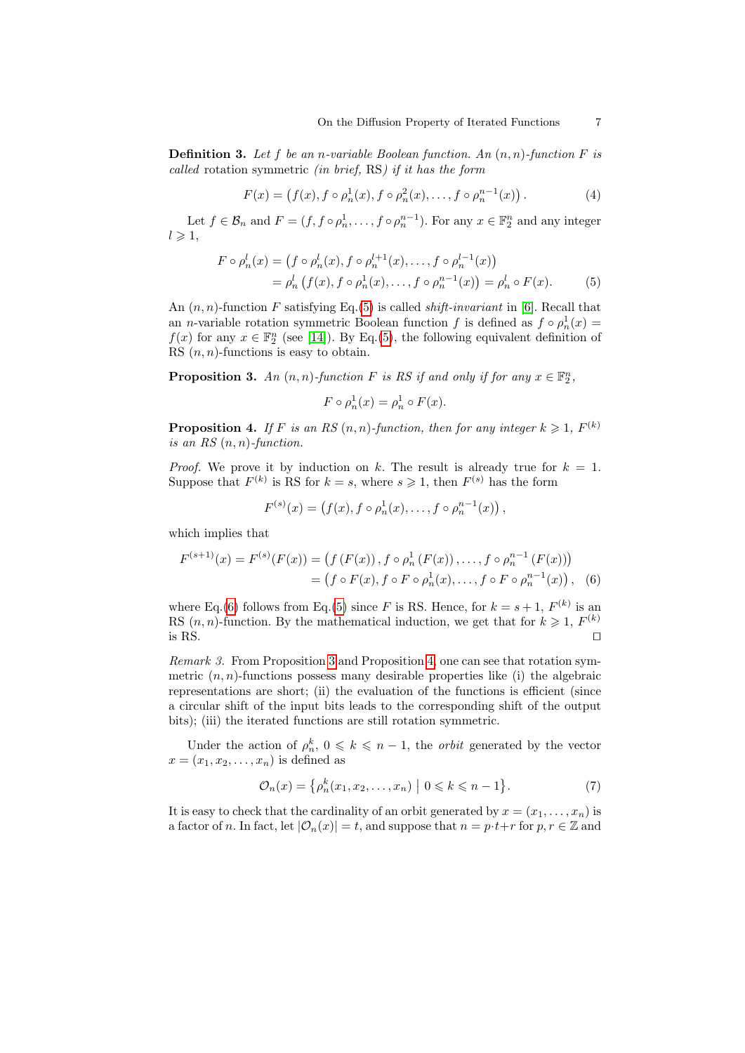**Definition 3.** *Let $f$ be an $n$-variable Boolean function. An $(n,n)$-function $F$ is called* rotation symmetric *(in brief,* RS*) if it has the form*

$$F(x) = \left(f(x), f \circ \rho_n^1(x), f \circ \rho_n^2(x), \ldots, f \circ \rho_n^{n-1}(x)\right). \tag{4}$$

Let $f \in \mathcal{B}_n$ and $F = (f, f \circ \rho_n^1, \ldots, f \circ \rho_n^{n-1})$. For any $x \in \mathbb{F}_2^n$ and any integer $l \geqslant 1$,

$$\begin{aligned} F \circ \rho_n^l(x) &= \left(f \circ \rho_n^l(x), f \circ \rho_n^{l+1}(x), \ldots, f \circ \rho_n^{l-1}(x)\right) \\ &= \rho_n^l\left(f(x), f \circ \rho_n^1(x), \ldots, f \circ \rho_n^{n-1}(x)\right) = \rho_n^l \circ F(x). \end{aligned} \tag{5}$$

An $(n,n)$-function $F$ satisfying Eq.(5) is called *shift-invariant* in [6]. Recall that an $n$-variable rotation symmetric Boolean function $f$ is defined as $f \circ \rho_n^1(x) = f(x)$ for any $x \in \mathbb{F}_2^n$ (see [14]). By Eq.(5), the following equivalent definition of RS $(n,n)$-functions is easy to obtain.

**Proposition 3.** *An $(n,n)$-function $F$ is RS if and only if for any $x \in \mathbb{F}_2^n$,*

$$F \circ \rho_n^1(x) = \rho_n^1 \circ F(x).$$

**Proposition 4.** *If $F$ is an RS $(n,n)$-function, then for any integer $k \geqslant 1$, $F^{(k)}$ is an RS $(n,n)$-function.*

*Proof.* We prove it by induction on $k$. The result is already true for $k = 1$. Suppose that $F^{(k)}$ is RS for $k = s$, where $s \geqslant 1$, then $F^{(s)}$ has the form

$$F^{(s)}(x) = \left(f(x), f \circ \rho_n^1(x), \ldots, f \circ \rho_n^{n-1}(x)\right),$$

which implies that

$$\begin{aligned} F^{(s+1)}(x) = F^{(s)}(F(x)) &= \left(f\left(F(x)\right), f \circ \rho_n^1\left(F(x)\right), \ldots, f \circ \rho_n^{n-1}\left(F(x)\right)\right) \\ &= \left(f \circ F(x), f \circ F \circ \rho_n^1(x), \ldots, f \circ F \circ \rho_n^{n-1}(x)\right), \end{aligned} \tag{6}$$

where Eq.(6) follows from Eq.(5) since $F$ is RS. Hence, for $k = s+1$, $F^{(k)}$ is an RS $(n,n)$-function. By the mathematical induction, we get that for $k \geqslant 1$, $F^{(k)}$ is RS. $\square$

*Remark 3.* From Proposition 3 and Proposition 4, one can see that rotation symmetric $(n,n)$-functions possess many desirable properties like (i) the algebraic representations are short; (ii) the evaluation of the functions is efficient (since a circular shift of the input bits leads to the corresponding shift of the output bits); (iii) the iterated functions are still rotation symmetric.

Under the action of $\rho_n^k$, $0 \leqslant k \leqslant n-1$, the *orbit* generated by the vector $x = (x_1, x_2, \ldots, x_n)$ is defined as

$$\mathcal{O}_n(x) = \left\{\rho_n^k(x_1, x_2, \ldots, x_n) \;\middle|\; 0 \leqslant k \leqslant n-1\right\}. \tag{7}$$

It is easy to check that the cardinality of an orbit generated by $x = (x_1, \ldots, x_n)$ is a factor of $n$. In fact, let $|\mathcal{O}_n(x)| = t$, and suppose that $n = p \cdot t + r$ for $p, r \in \mathbb{Z}$ and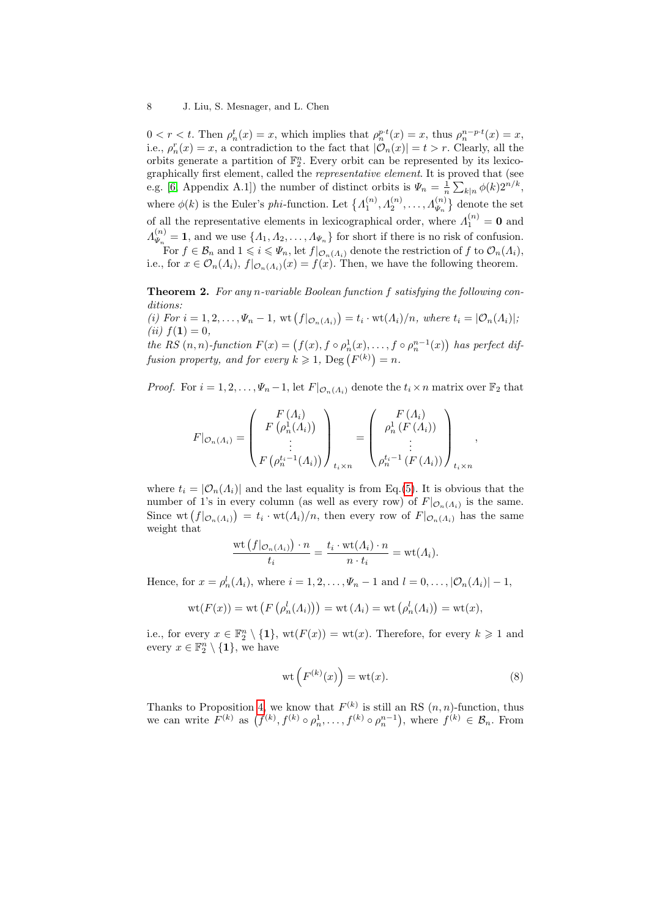$0 < r < t$. Then $\rho_n^t(x) = x$, which implies that $\rho_n^{p\cdot t}(x) = x$, thus $\rho_n^{n-p\cdot t}(x) = x$, i.e., $\rho_n^r(x) = x$, a contradiction to the fact that $|\mathcal{O}_n(x)| = t > r$. Clearly, all the orbits generate a partition of $\mathbb{F}_2^n$. Every orbit can be represented by its lexicographically first element, called the *representative element*. It is proved that (see e.g. [6, Appendix A.1]) the number of distinct orbits is $\Psi_n = \frac{1}{n}\sum_{k|n}\phi(k)2^{n/k}$, where $\phi(k)$ is the Euler's *phi*-function. Let $\left\{\Lambda_1^{(n)}, \Lambda_2^{(n)}, \ldots, \Lambda_{\Psi_n}^{(n)}\right\}$ denote the set of all the representative elements in lexicographical order, where $\Lambda_1^{(n)} = \mathbf{0}$ and $\Lambda_{\Psi_n}^{(n)} = \mathbf{1}$, and we use $\{\Lambda_1, \Lambda_2, \ldots, \Lambda_{\Psi_n}\}$ for short if there is no risk of confusion.

For $f \in \mathcal{B}_n$ and $1 \leqslant i \leqslant \Psi_n$, let $f|_{\mathcal{O}_n(\Lambda_i)}$ denote the restriction of $f$ to $\mathcal{O}_n(\Lambda_i)$, i.e., for $x \in \mathcal{O}_n(\Lambda_i)$, $f|_{\mathcal{O}_n(\Lambda_i)}(x) = f(x)$. Then, we have the following theorem.

**Theorem 2.** *For any $n$-variable Boolean function $f$ satisfying the following conditions:*
*(i) For $i = 1, 2, \ldots, \Psi_n - 1$, $\mathrm{wt}\left(f|_{\mathcal{O}_n(\Lambda_i)}\right) = t_i \cdot \mathrm{wt}(\Lambda_i)/n$, where $t_i = |\mathcal{O}_n(\Lambda_i)|$;*
*(ii) $f(\mathbf{1}) = 0$,*
*the RS $(n,n)$-function $F(x) = \left(f(x), f\circ\rho_n^1(x), \ldots, f\circ\rho_n^{n-1}(x)\right)$ has perfect diffusion property, and for every $k \geqslant 1$, $\mathrm{Deg}\left(F^{(k)}\right) = n$.*

*Proof.* For $i = 1, 2, \ldots, \Psi_n - 1$, let $F|_{\mathcal{O}_n(\Lambda_i)}$ denote the $t_i \times n$ matrix over $\mathbb{F}_2$ that

$$F|_{\mathcal{O}_n(\Lambda_i)} = \begin{pmatrix} F(\Lambda_i) \\ F\left(\rho_n^1(\Lambda_i)\right) \\ \vdots \\ F\left(\rho_n^{t_i-1}(\Lambda_i)\right) \end{pmatrix}_{t_i\times n} = \begin{pmatrix} F(\Lambda_i) \\ \rho_n^1\left(F(\Lambda_i)\right) \\ \vdots \\ \rho_n^{t_i-1}\left(F(\Lambda_i)\right) \end{pmatrix}_{t_i\times n},$$

where $t_i = |\mathcal{O}_n(\Lambda_i)|$ and the last equality is from Eq.(5). It is obvious that the number of 1's in every column (as well as every row) of $F|_{\mathcal{O}_n(\Lambda_i)}$ is the same. Since $\mathrm{wt}\left(f|_{\mathcal{O}_n(\Lambda_i)}\right) = t_i \cdot \mathrm{wt}(\Lambda_i)/n$, then every row of $F|_{\mathcal{O}_n(\Lambda_i)}$ has the same weight that

$$\frac{\mathrm{wt}\left(f|_{\mathcal{O}_n(\Lambda_i)}\right)\cdot n}{t_i} = \frac{t_i \cdot \mathrm{wt}(\Lambda_i)\cdot n}{n\cdot t_i} = \mathrm{wt}(\Lambda_i).$$

Hence, for $x = \rho_n^l(\Lambda_i)$, where $i = 1, 2, \ldots, \Psi_n - 1$ and $l = 0, \ldots, |\mathcal{O}_n(\Lambda_i)| - 1$,

$$\mathrm{wt}(F(x)) = \mathrm{wt}\left(F\left(\rho_n^l(\Lambda_i)\right)\right) = \mathrm{wt}\left(\Lambda_i\right) = \mathrm{wt}\left(\rho_n^l(\Lambda_i)\right) = \mathrm{wt}(x),$$

i.e., for every $x \in \mathbb{F}_2^n \setminus \{\mathbf{1}\}$, $\mathrm{wt}(F(x)) = \mathrm{wt}(x)$. Therefore, for every $k \geqslant 1$ and every $x \in \mathbb{F}_2^n \setminus \{\mathbf{1}\}$, we have

$$\mathrm{wt}\left(F^{(k)}(x)\right) = \mathrm{wt}(x). \tag{8}$$

Thanks to Proposition 4, we know that $F^{(k)}$ is still an RS $(n,n)$-function, thus we can write $F^{(k)}$ as $\left(f^{(k)}, f^{(k)}\circ\rho_n^1, \ldots, f^{(k)}\circ\rho_n^{n-1}\right)$, where $f^{(k)} \in \mathcal{B}_n$. From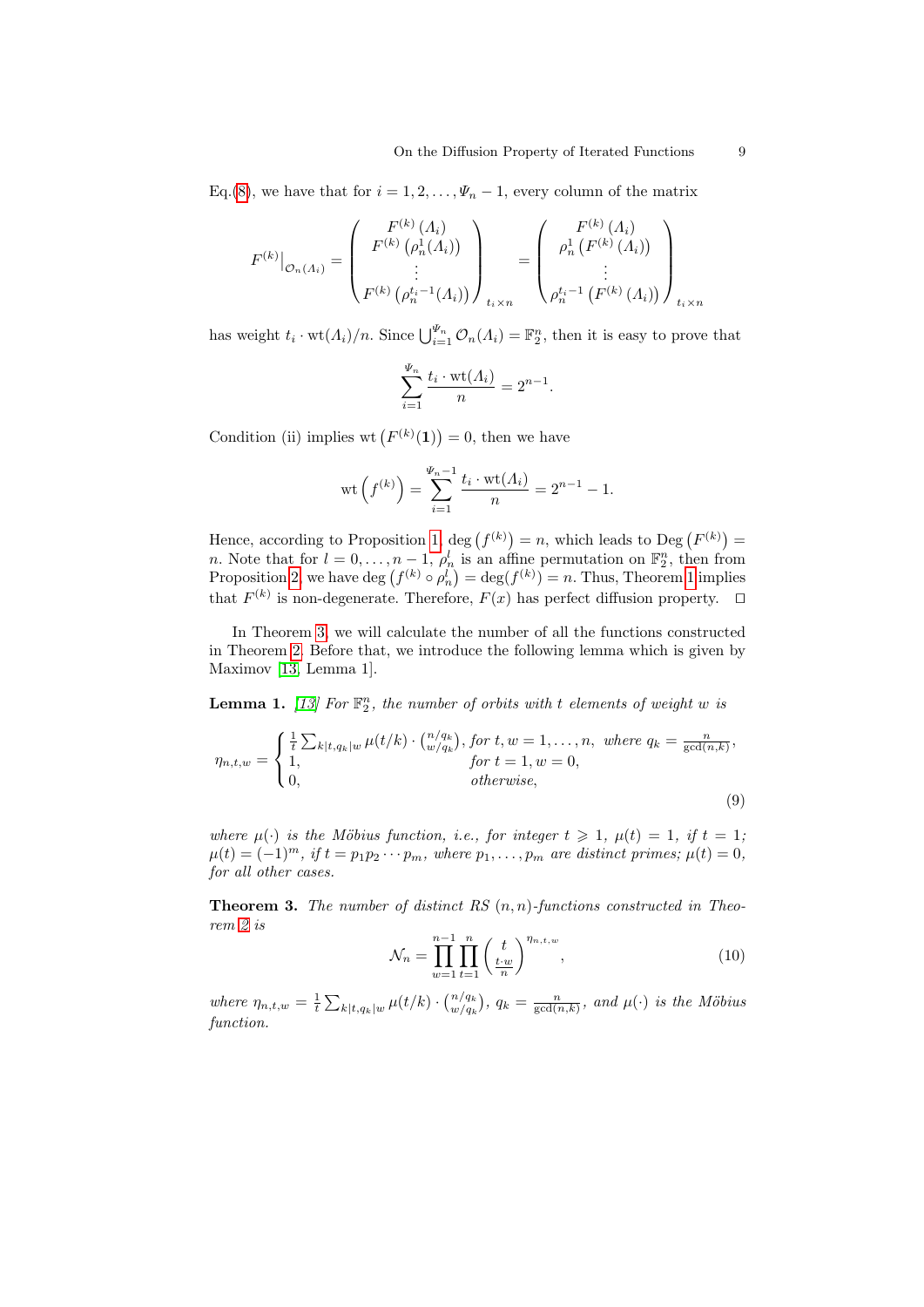Eq.(8), we have that for $i = 1, 2, \ldots, \Psi_n - 1$, every column of the matrix

$$F^{(k)}|_{\mathcal{O}_n(\Lambda_i)} = \begin{pmatrix} F^{(k)}(\Lambda_i) \\ F^{(k)}\left(\rho_n^1(\Lambda_i)\right) \\ \vdots \\ F^{(k)}\left(\rho_n^{t_i-1}(\Lambda_i)\right) \end{pmatrix}_{t_i \times n} = \begin{pmatrix} F^{(k)}(\Lambda_i) \\ \rho_n^1\left(F^{(k)}(\Lambda_i)\right) \\ \vdots \\ \rho_n^{t_i-1}\left(F^{(k)}(\Lambda_i)\right) \end{pmatrix}_{t_i \times n}$$

has weight $t_i \cdot \mathrm{wt}(\Lambda_i)/n$. Since $\bigcup_{i=1}^{\Psi_n} \mathcal{O}_n(\Lambda_i) = \mathbb{F}_2^n$, then it is easy to prove that

$$\sum_{i=1}^{\Psi_n} \frac{t_i \cdot \mathrm{wt}(\Lambda_i)}{n} = 2^{n-1}.$$

Condition (ii) implies $\mathrm{wt}\left(F^{(k)}(\mathbf{1})\right) = 0$, then we have

$$\mathrm{wt}\left(f^{(k)}\right) = \sum_{i=1}^{\Psi_n - 1} \frac{t_i \cdot \mathrm{wt}(\Lambda_i)}{n} = 2^{n-1} - 1.$$

Hence, according to Proposition 1, $\deg\left(f^{(k)}\right) = n$, which leads to $\mathrm{Deg}\left(F^{(k)}\right) = n$. Note that for $l = 0, \ldots, n-1$, $\rho_n^l$ is an affine permutation on $\mathbb{F}_2^n$, then from Proposition 2, we have $\deg\left(f^{(k)} \circ \rho_n^l\right) = \deg(f^{(k)}) = n$. Thus, Theorem 1 implies that $F^{(k)}$ is non-degenerate. Therefore, $F(x)$ has perfect diffusion property. □

In Theorem 3, we will calculate the number of all the functions constructed in Theorem 2. Before that, we introduce the following lemma which is given by Maximov [13, Lemma 1].

**Lemma 1.** *[13] For $\mathbb{F}_2^n$, the number of orbits with $t$ elements of weight $w$ is*

$$\eta_{n,t,w} = \begin{cases} \frac{1}{t} \sum_{k|t, q_k|w} \mu(t/k) \cdot \binom{n/q_k}{w/q_k}, & \text{for } t, w = 1, \ldots, n, \text{ where } q_k = \frac{n}{\gcd(n,k)}, \\ 1, & \text{for } t = 1, w = 0, \\ 0, & \text{otherwise}, \end{cases} \tag{9}$$

*where $\mu(\cdot)$ is the Möbius function, i.e., for integer $t \geqslant 1$, $\mu(t) = 1$, if $t = 1$; $\mu(t) = (-1)^m$, if $t = p_1 p_2 \cdots p_m$, where $p_1, \ldots, p_m$ are distinct primes; $\mu(t) = 0$, for all other cases.*

**Theorem 3.** *The number of distinct RS $(n, n)$-functions constructed in Theorem 2 is*

$$\mathcal{N}_n = \prod_{w=1}^{n-1} \prod_{t=1}^{n} \binom{t}{\frac{t \cdot w}{n}}^{\eta_{n,t,w}}, \tag{10}$$

*where $\eta_{n,t,w} = \frac{1}{t} \sum_{k|t, q_k|w} \mu(t/k) \cdot \binom{n/q_k}{w/q_k}$, $q_k = \frac{n}{\gcd(n,k)}$, and $\mu(\cdot)$ is the Möbius function.*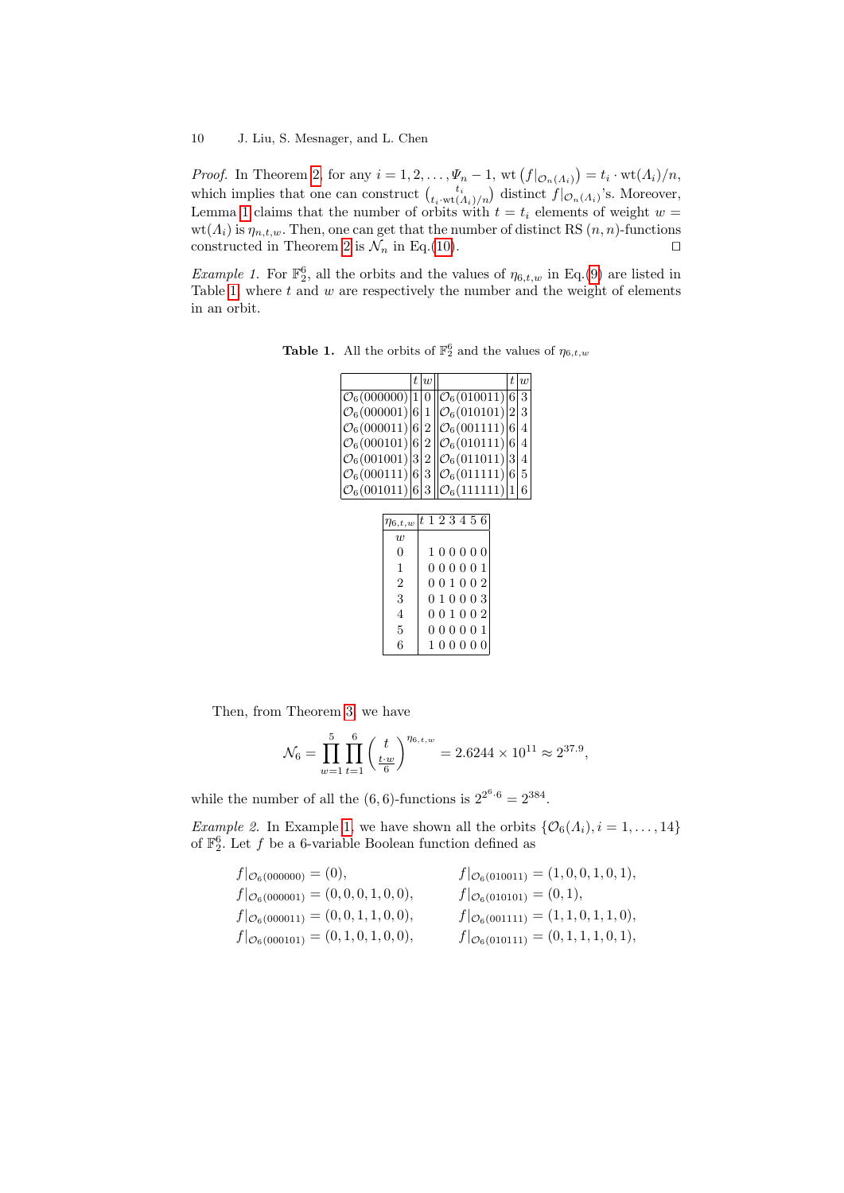*Proof.* In Theorem 2, for any $i = 1, 2, \ldots, \Psi_n - 1$, $\mathrm{wt}\left(f|_{\mathcal{O}_n(\Lambda_i)}\right) = t_i \cdot \mathrm{wt}(\Lambda_i)/n$, which implies that one can construct $\binom{t_i}{t_i \cdot \mathrm{wt}(\Lambda_i)/n}$ distinct $f|_{\mathcal{O}_n(\Lambda_i)}$'s. Moreover, Lemma 1 claims that the number of orbits with $t = t_i$ elements of weight $w = \mathrm{wt}(\Lambda_i)$ is $\eta_{n,t,w}$. Then, one can get that the number of distinct RS $(n, n)$-functions constructed in Theorem 2 is $\mathcal{N}_n$ in Eq.(10). □

*Example 1.* For $\mathbb{F}_2^6$, all the orbits and the values of $\eta_{6,t,w}$ in Eq.(9) are listed in Table 1, where $t$ and $w$ are respectively the number and the weight of elements in an orbit.

**Table 1.** All the orbits of $\mathbb{F}_2^6$ and the values of $\eta_{6,t,w}$

| | $t$ | $w$ | | $t$ | $w$ |
|---|---|---|---|---|---|
| $\mathcal{O}_6(000000)$ | 1 | 0 | $\mathcal{O}_6(010011)$ | 6 | 3 |
| $\mathcal{O}_6(000001)$ | 6 | 1 | $\mathcal{O}_6(010101)$ | 2 | 3 |
| $\mathcal{O}_6(000011)$ | 6 | 2 | $\mathcal{O}_6(001111)$ | 6 | 4 |
| $\mathcal{O}_6(000101)$ | 6 | 2 | $\mathcal{O}_6(010111)$ | 6 | 4 |
| $\mathcal{O}_6(001001)$ | 3 | 2 | $\mathcal{O}_6(011011)$ | 3 | 4 |
| $\mathcal{O}_6(000111)$ | 6 | 3 | $\mathcal{O}_6(011111)$ | 6 | 5 |
| $\mathcal{O}_6(001011)$ | 6 | 3 | $\mathcal{O}_6(111111)$ | 1 | 6 |

| $\eta_{6,t,w}$ $w$ \ $t$ | 1 | 2 | 3 | 4 | 5 | 6 |
|---|---|---|---|---|---|---|
| 0 | 1 | 0 | 0 | 0 | 0 | 0 |
| 1 | 0 | 0 | 0 | 0 | 0 | 1 |
| 2 | 0 | 0 | 1 | 0 | 0 | 2 |
| 3 | 0 | 1 | 0 | 0 | 0 | 3 |
| 4 | 0 | 0 | 1 | 0 | 0 | 2 |
| 5 | 0 | 0 | 0 | 0 | 0 | 1 |
| 6 | 1 | 0 | 0 | 0 | 0 | 0 |

Then, from Theorem 3, we have

$$\mathcal{N}_6 = \prod_{w=1}^{5} \prod_{t=1}^{6} \binom{t}{\frac{t \cdot w}{6}}^{\eta_{6,t,w}} = 2.6244 \times 10^{11} \approx 2^{37.9},$$

while the number of all the $(6, 6)$-functions is $2^{2^6 \cdot 6} = 2^{384}$.

*Example 2.* In Example 1, we have shown all the orbits $\{\mathcal{O}_6(\Lambda_i), i = 1, \ldots, 14\}$ of $\mathbb{F}_2^6$. Let $f$ be a 6-variable Boolean function defined as

$$f|_{\mathcal{O}_6(000000)} = (0), \qquad f|_{\mathcal{O}_6(010011)} = (1, 0, 0, 1, 0, 1),$$
$$f|_{\mathcal{O}_6(000001)} = (0, 0, 0, 1, 0, 0), \qquad f|_{\mathcal{O}_6(010101)} = (0, 1),$$
$$f|_{\mathcal{O}_6(000011)} = (0, 0, 1, 1, 0, 0), \qquad f|_{\mathcal{O}_6(001111)} = (1, 1, 0, 1, 1, 0),$$
$$f|_{\mathcal{O}_6(000101)} = (0, 1, 0, 1, 0, 0), \qquad f|_{\mathcal{O}_6(010111)} = (0, 1, 1, 1, 0, 1),$$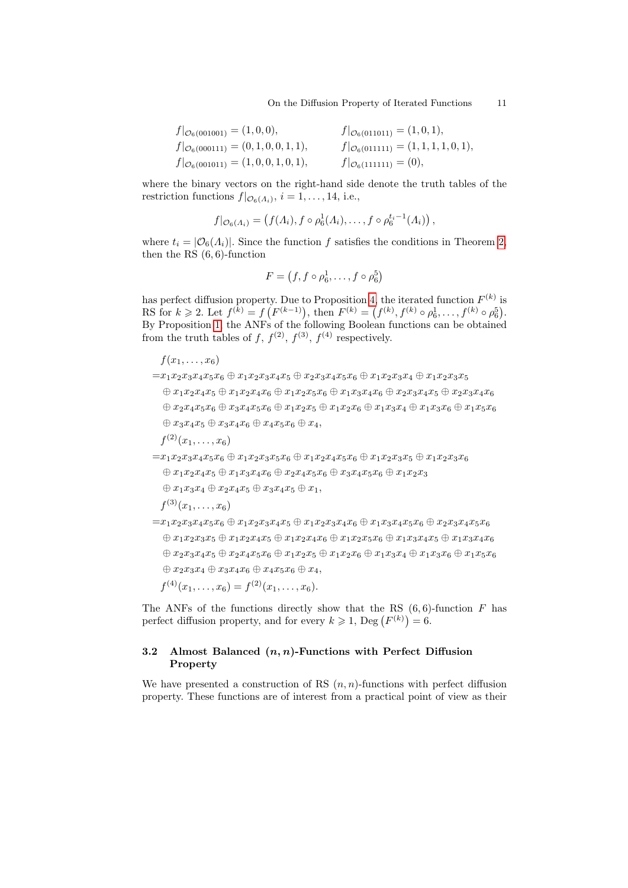$$
\begin{aligned}
f|_{\mathcal{O}_6(001001)} &= (1,0,0), & f|_{\mathcal{O}_6(011011)} &= (1,0,1),\\
f|_{\mathcal{O}_6(000111)} &= (0,1,0,0,1,1), & f|_{\mathcal{O}_6(011111)} &= (1,1,1,1,0,1),\\
f|_{\mathcal{O}_6(001011)} &= (1,0,0,1,0,1), & f|_{\mathcal{O}_6(111111)} &= (0),
\end{aligned}
$$

where the binary vectors on the right-hand side denote the truth tables of the restriction functions $f|_{\mathcal{O}_6(\Lambda_i)}$, $i = 1, \ldots, 14$, i.e.,

$$
f|_{\mathcal{O}_6(\Lambda_i)} = \left(f(\Lambda_i), f \circ \rho_6^1(\Lambda_i), \ldots, f \circ \rho_6^{t_i - 1}(\Lambda_i)\right),
$$

where $t_i = |\mathcal{O}_6(\Lambda_i)|$. Since the function $f$ satisfies the conditions in Theorem 2, then the RS $(6,6)$-function

$$
F = \left(f, f \circ \rho_6^1, \ldots, f \circ \rho_6^5\right)
$$

has perfect diffusion property. Due to Proposition 4, the iterated function $F^{(k)}$ is RS for $k \geqslant 2$. Let $f^{(k)} = f\left(F^{(k-1)}\right)$, then $F^{(k)} = \left(f^{(k)}, f^{(k)} \circ \rho_6^1, \ldots, f^{(k)} \circ \rho_6^5\right)$. By Proposition 1, the ANFs of the following Boolean functions can be obtained from the truth tables of $f$, $f^{(2)}$, $f^{(3)}$, $f^{(4)}$ respectively.

$$
\begin{aligned}
& f(x_1, \ldots, x_6)\\
=& x_1x_2x_3x_4x_5x_6 \oplus x_1x_2x_3x_4x_5 \oplus x_2x_3x_4x_5x_6 \oplus x_1x_2x_3x_4 \oplus x_1x_2x_3x_5\\
& \oplus x_1x_2x_4x_5 \oplus x_1x_2x_4x_6 \oplus x_1x_2x_5x_6 \oplus x_1x_3x_4x_6 \oplus x_2x_3x_4x_5 \oplus x_2x_3x_4x_6\\
& \oplus x_2x_4x_5x_6 \oplus x_3x_4x_5x_6 \oplus x_1x_2x_5 \oplus x_1x_2x_6 \oplus x_1x_3x_4 \oplus x_1x_3x_6 \oplus x_1x_5x_6\\
& \oplus x_3x_4x_5 \oplus x_3x_4x_6 \oplus x_4x_5x_6 \oplus x_4,\\
& f^{(2)}(x_1, \ldots, x_6)\\
=& x_1x_2x_3x_4x_5x_6 \oplus x_1x_2x_3x_5x_6 \oplus x_1x_2x_4x_5x_6 \oplus x_1x_2x_3x_5 \oplus x_1x_2x_3x_6\\
& \oplus x_1x_2x_4x_5 \oplus x_1x_3x_4x_6 \oplus x_2x_4x_5x_6 \oplus x_3x_4x_5x_6 \oplus x_1x_2x_3\\
& \oplus x_1x_3x_4 \oplus x_2x_4x_5 \oplus x_3x_4x_5 \oplus x_1,\\
& f^{(3)}(x_1, \ldots, x_6)\\
=& x_1x_2x_3x_4x_5x_6 \oplus x_1x_2x_3x_4x_5 \oplus x_1x_2x_3x_4x_6 \oplus x_1x_3x_4x_5x_6 \oplus x_2x_3x_4x_5x_6\\
& \oplus x_1x_2x_3x_5 \oplus x_1x_2x_4x_5 \oplus x_1x_2x_4x_6 \oplus x_1x_2x_5x_6 \oplus x_1x_3x_4x_5 \oplus x_1x_3x_4x_6\\
& \oplus x_2x_3x_4x_5 \oplus x_2x_4x_5x_6 \oplus x_1x_2x_5 \oplus x_1x_2x_6 \oplus x_1x_3x_4 \oplus x_1x_3x_6 \oplus x_1x_5x_6\\
& \oplus x_2x_3x_4 \oplus x_3x_4x_6 \oplus x_4x_5x_6 \oplus x_4,\\
& f^{(4)}(x_1, \ldots, x_6) = f^{(2)}(x_1, \ldots, x_6).
\end{aligned}
$$

The ANFs of the functions directly show that the RS $(6,6)$-function $F$ has perfect diffusion property, and for every $k \geqslant 1$, $\mathrm{Deg}\left(F^{(k)}\right) = 6$.

### 3.2 Almost Balanced $(n,n)$-Functions with Perfect Diffusion Property

We have presented a construction of RS $(n,n)$-functions with perfect diffusion property. These functions are of interest from a practical point of view as their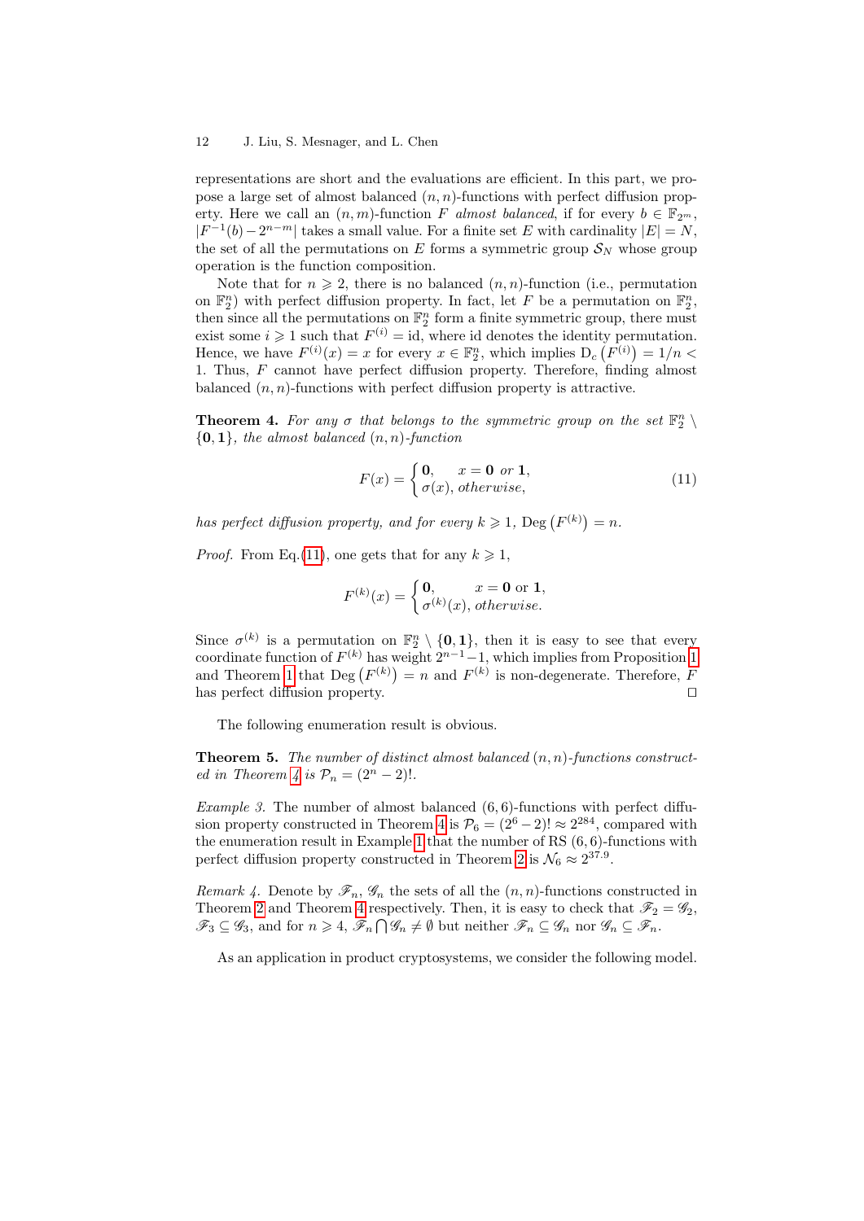representations are short and the evaluations are efficient. In this part, we propose a large set of almost balanced $(n,n)$-functions with perfect diffusion property. Here we call an $(n,m)$-function $F$ *almost balanced*, if for every $b \in \mathbb{F}_{2^m}$, $|F^{-1}(b) - 2^{n-m}|$ takes a small value. For a finite set $E$ with cardinality $|E| = N$, the set of all the permutations on $E$ forms a symmetric group $\mathcal{S}_N$ whose group operation is the function composition.

Note that for $n \geqslant 2$, there is no balanced $(n,n)$-function (i.e., permutation on $\mathbb{F}_2^n$) with perfect diffusion property. In fact, let $F$ be a permutation on $\mathbb{F}_2^n$, then since all the permutations on $\mathbb{F}_2^n$ form a finite symmetric group, there must exist some $i \geqslant 1$ such that $F^{(i)} = \mathrm{id}$, where id denotes the identity permutation. Hence, we have $F^{(i)}(x) = x$ for every $x \in \mathbb{F}_2^n$, which implies $\mathrm{D}_c\left(F^{(i)}\right) = 1/n < 1$. Thus, $F$ cannot have perfect diffusion property. Therefore, finding almost balanced $(n,n)$-functions with perfect diffusion property is attractive.

**Theorem 4.** *For any $\sigma$ that belongs to the symmetric group on the set $\mathbb{F}_2^n \setminus \{\mathbf{0}, \mathbf{1}\}$, the almost balanced $(n,n)$-function*

$$F(x) = \begin{cases} \mathbf{0}, & x = \mathbf{0} \text{ or } \mathbf{1}, \\ \sigma(x), & \text{otherwise}, \end{cases} \tag{11}$$

*has perfect diffusion property, and for every $k \geqslant 1$, $\mathrm{Deg}\left(F^{(k)}\right) = n$.*

*Proof.* From Eq.(11), one gets that for any $k \geqslant 1$,

$$F^{(k)}(x) = \begin{cases} \mathbf{0}, & x = \mathbf{0} \text{ or } \mathbf{1}, \\ \sigma^{(k)}(x), & \text{otherwise}. \end{cases}$$

Since $\sigma^{(k)}$ is a permutation on $\mathbb{F}_2^n \setminus \{\mathbf{0}, \mathbf{1}\}$, then it is easy to see that every coordinate function of $F^{(k)}$ has weight $2^{n-1} - 1$, which implies from Proposition 1 and Theorem 1 that $\mathrm{Deg}\left(F^{(k)}\right) = n$ and $F^{(k)}$ is non-degenerate. Therefore, $F$ has perfect diffusion property. □

The following enumeration result is obvious.

**Theorem 5.** *The number of distinct almost balanced $(n,n)$-functions constructed in Theorem 4 is $\mathcal{P}_n = (2^n - 2)!$.*

*Example 3.* The number of almost balanced $(6,6)$-functions with perfect diffusion property constructed in Theorem 4 is $\mathcal{P}_6 = (2^6 - 2)! \approx 2^{284}$, compared with the enumeration result in Example 1 that the number of RS $(6,6)$-functions with perfect diffusion property constructed in Theorem 2 is $\mathcal{N}_6 \approx 2^{37.9}$.

*Remark 4.* Denote by $\mathscr{F}_n$, $\mathscr{G}_n$ the sets of all the $(n,n)$-functions constructed in Theorem 2 and Theorem 4 respectively. Then, it is easy to check that $\mathscr{F}_2 = \mathscr{G}_2$, $\mathscr{F}_3 \subseteq \mathscr{G}_3$, and for $n \geqslant 4$, $\mathscr{F}_n \bigcap \mathscr{G}_n \neq \emptyset$ but neither $\mathscr{F}_n \subseteq \mathscr{G}_n$ nor $\mathscr{G}_n \subseteq \mathscr{F}_n$.

As an application in product cryptosystems, we consider the following model.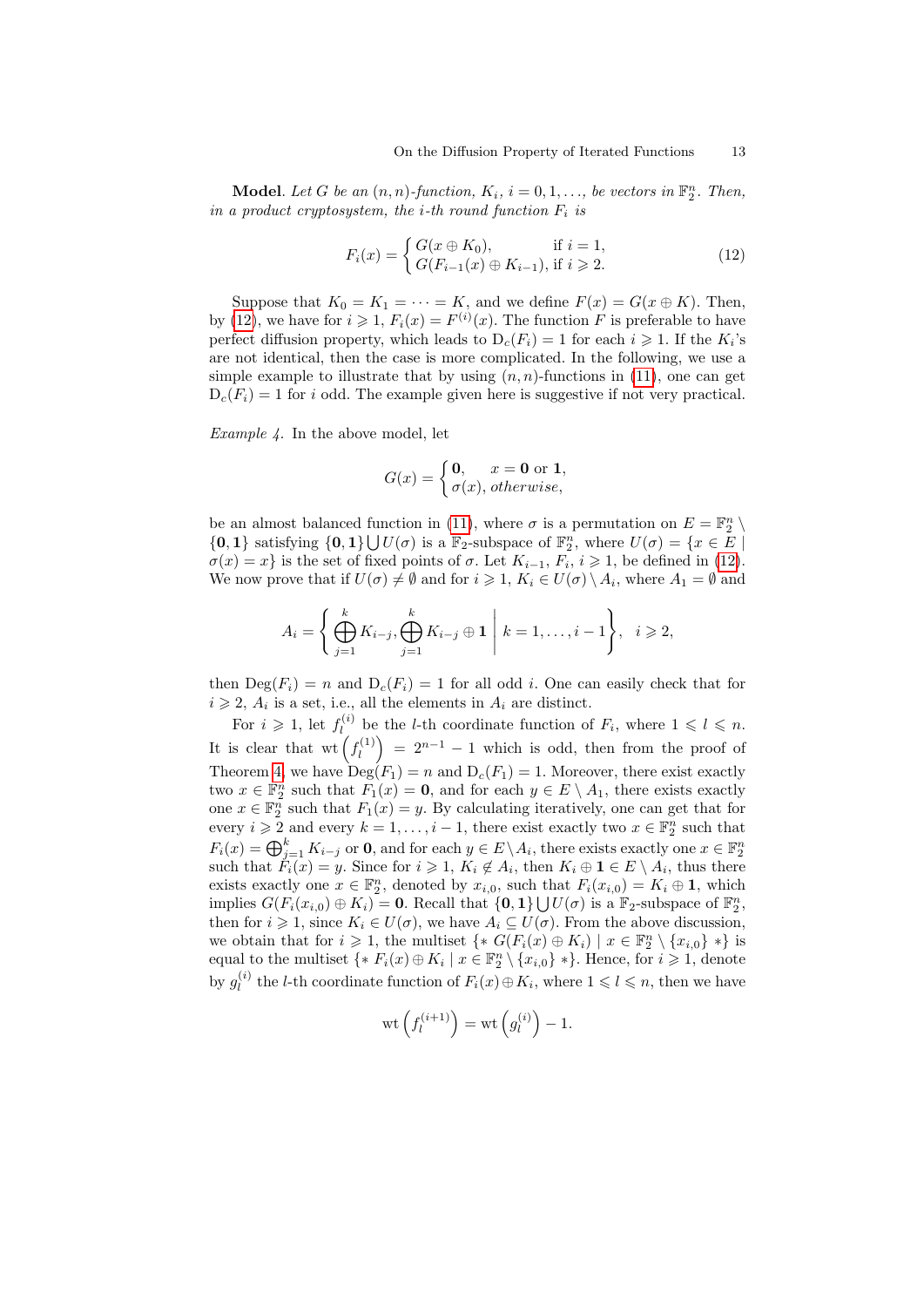**Model**. *Let $G$ be an $(n,n)$-function, $K_i$, $i = 0, 1, \ldots$, be vectors in $\mathbb{F}_2^n$. Then, in a product cryptosystem, the $i$-th round function $F_i$ is*

$$F_i(x) = \begin{cases} G(x \oplus K_0), & \text{if } i = 1, \\ G(F_{i-1}(x) \oplus K_{i-1}), & \text{if } i \geqslant 2. \end{cases} \tag{12}$$

Suppose that $K_0 = K_1 = \cdots = K$, and we define $F(x) = G(x \oplus K)$. Then, by (12), we have for $i \geqslant 1$, $F_i(x) = F^{(i)}(x)$. The function $F$ is preferable to have perfect diffusion property, which leads to $\mathrm{D_c}(F_i) = 1$ for each $i \geqslant 1$. If the $K_i$'s are not identical, then the case is more complicated. In the following, we use a simple example to illustrate that by using $(n,n)$-functions in (11), one can get $\mathrm{D_c}(F_i) = 1$ for $i$ odd. The example given here is suggestive if not very practical.

*Example 4.* In the above model, let

$$G(x) = \begin{cases} \mathbf{0}, & x = \mathbf{0} \text{ or } \mathbf{1}, \\ \sigma(x), & \textit{otherwise}, \end{cases}$$

be an almost balanced function in (11), where $\sigma$ is a permutation on $E = \mathbb{F}_2^n \setminus \{\mathbf{0}, \mathbf{1}\}$ satisfying $\{\mathbf{0}, \mathbf{1}\} \bigcup U(\sigma)$ is a $\mathbb{F}_2$-subspace of $\mathbb{F}_2^n$, where $U(\sigma) = \{x \in E \mid \sigma(x) = x\}$ is the set of fixed points of $\sigma$. Let $K_{i-1}$, $F_i$, $i \geqslant 1$, be defined in (12). We now prove that if $U(\sigma) \neq \emptyset$ and for $i \geqslant 1$, $K_i \in U(\sigma) \setminus A_i$, where $A_1 = \emptyset$ and

$$A_i = \left\{ \bigoplus_{j=1}^{k} K_{i-j}, \bigoplus_{j=1}^{k} K_{i-j} \oplus \mathbf{1} \;\middle|\; k = 1, \ldots, i-1 \right\}, \quad i \geqslant 2,$$

then $\mathrm{Deg}(F_i) = n$ and $\mathrm{D_c}(F_i) = 1$ for all odd $i$. One can easily check that for $i \geqslant 2$, $A_i$ is a set, i.e., all the elements in $A_i$ are distinct.

For $i \geqslant 1$, let $f_l^{(i)}$ be the $l$-th coordinate function of $F_i$, where $1 \leqslant l \leqslant n$. It is clear that $\mathrm{wt}\left(f_l^{(1)}\right) = 2^{n-1} - 1$ which is odd, then from the proof of Theorem 4, we have $\mathrm{Deg}(F_1) = n$ and $\mathrm{D_c}(F_1) = 1$. Moreover, there exist exactly two $x \in \mathbb{F}_2^n$ such that $F_1(x) = \mathbf{0}$, and for each $y \in E \setminus A_1$, there exists exactly one $x \in \mathbb{F}_2^n$ such that $F_1(x) = y$. By calculating iteratively, one can get that for every $i \geqslant 2$ and every $k = 1, \ldots, i-1$, there exist exactly two $x \in \mathbb{F}_2^n$ such that $F_i(x) = \bigoplus_{j=1}^{k} K_{i-j}$ or $\mathbf{0}$, and for each $y \in E \setminus A_i$, there exists exactly one $x \in \mathbb{F}_2^n$ such that $F_i(x) = y$. Since for $i \geqslant 1$, $K_i \notin A_i$, then $K_i \oplus \mathbf{1} \in E \setminus A_i$, thus there exists exactly one $x \in \mathbb{F}_2^n$, denoted by $x_{i,0}$, such that $F_i(x_{i,0}) = K_i \oplus \mathbf{1}$, which implies $G(F_i(x_{i,0}) \oplus K_i) = \mathbf{0}$. Recall that $\{\mathbf{0}, \mathbf{1}\} \bigcup U(\sigma)$ is a $\mathbb{F}_2$-subspace of $\mathbb{F}_2^n$, then for $i \geqslant 1$, since $K_i \in U(\sigma)$, we have $A_i \subseteq U(\sigma)$. From the above discussion, we obtain that for $i \geqslant 1$, the multiset $\{* \; G(F_i(x) \oplus K_i) \mid x \in \mathbb{F}_2^n \setminus \{x_{i,0}\} \; *\}$ is equal to the multiset $\{* \; F_i(x) \oplus K_i \mid x \in \mathbb{F}_2^n \setminus \{x_{i,0}\} \; *\}$. Hence, for $i \geqslant 1$, denote by $g_l^{(i)}$ the $l$-th coordinate function of $F_i(x) \oplus K_i$, where $1 \leqslant l \leqslant n$, then we have

$$\mathrm{wt}\left(f_l^{(i+1)}\right) = \mathrm{wt}\left(g_l^{(i)}\right) - 1.$$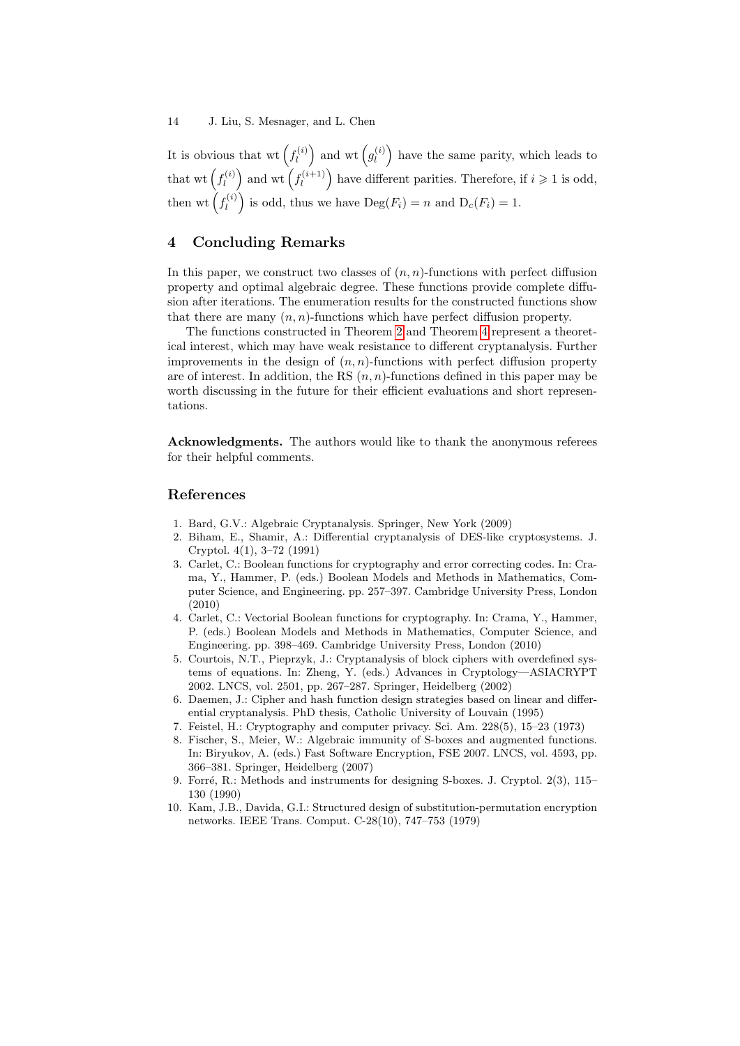It is obvious that $\mathrm{wt}\left(f_l^{(i)}\right)$ and $\mathrm{wt}\left(g_l^{(i)}\right)$ have the same parity, which leads to that $\mathrm{wt}\left(f_l^{(i)}\right)$ and $\mathrm{wt}\left(f_l^{(i+1)}\right)$ have different parities. Therefore, if $i \geqslant 1$ is odd, then $\mathrm{wt}\left(f_l^{(i)}\right)$ is odd, thus we have $\mathrm{Deg}(F_i) = n$ and $\mathrm{D}_c(F_i) = 1$.

## 4 Concluding Remarks

In this paper, we construct two classes of $(n, n)$-functions with perfect diffusion property and optimal algebraic degree. These functions provide complete diffusion after iterations. The enumeration results for the constructed functions show that there are many $(n, n)$-functions which have perfect diffusion property.

The functions constructed in Theorem 2 and Theorem 4 represent a theoretical interest, which may have weak resistance to different cryptanalysis. Further improvements in the design of $(n, n)$-functions with perfect diffusion property are of interest. In addition, the RS $(n, n)$-functions defined in this paper may be worth discussing in the future for their efficient evaluations and short representations.

**Acknowledgments.** The authors would like to thank the anonymous referees for their helpful comments.

## References

1. Bard, G.V.: Algebraic Cryptanalysis. Springer, New York (2009)
2. Biham, E., Shamir, A.: Differential cryptanalysis of DES-like cryptosystems. J. Cryptol. 4(1), 3–72 (1991)
3. Carlet, C.: Boolean functions for cryptography and error correcting codes. In: Crama, Y., Hammer, P. (eds.) Boolean Models and Methods in Mathematics, Computer Science, and Engineering. pp. 257–397. Cambridge University Press, London (2010)
4. Carlet, C.: Vectorial Boolean functions for cryptography. In: Crama, Y., Hammer, P. (eds.) Boolean Models and Methods in Mathematics, Computer Science, and Engineering. pp. 398–469. Cambridge University Press, London (2010)
5. Courtois, N.T., Pieprzyk, J.: Cryptanalysis of block ciphers with overdefined systems of equations. In: Zheng, Y. (eds.) Advances in Cryptology—ASIACRYPT 2002. LNCS, vol. 2501, pp. 267–287. Springer, Heidelberg (2002)
6. Daemen, J.: Cipher and hash function design strategies based on linear and differential cryptanalysis. PhD thesis, Catholic University of Louvain (1995)
7. Feistel, H.: Cryptography and computer privacy. Sci. Am. 228(5), 15–23 (1973)
8. Fischer, S., Meier, W.: Algebraic immunity of S-boxes and augmented functions. In: Biryukov, A. (eds.) Fast Software Encryption, FSE 2007. LNCS, vol. 4593, pp. 366–381. Springer, Heidelberg (2007)
9. Forré, R.: Methods and instruments for designing S-boxes. J. Cryptol. 2(3), 115–130 (1990)
10. Kam, J.B., Davida, G.I.: Structured design of substitution-permutation encryption networks. IEEE Trans. Comput. C-28(10), 747–753 (1979)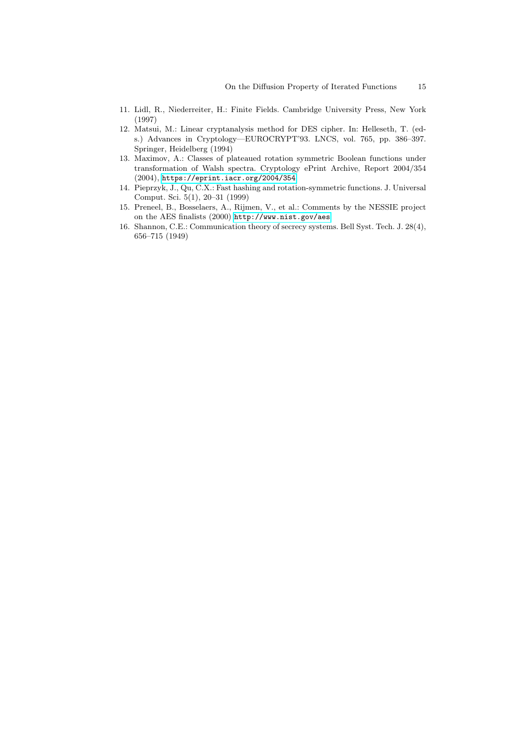11. Lidl, R., Niederreiter, H.: Finite Fields. Cambridge University Press, New York (1997)
12. Matsui, M.: Linear cryptanalysis method for DES cipher. In: Helleseth, T. (eds.) Advances in Cryptology—EUROCRYPT'93. LNCS, vol. 765, pp. 386–397. Springer, Heidelberg (1994)
13. Maximov, A.: Classes of plateaued rotation symmetric Boolean functions under transformation of Walsh spectra. Cryptology ePrint Archive, Report 2004/354 (2004), https://eprint.iacr.org/2004/354
14. Pieprzyk, J., Qu, C.X.: Fast hashing and rotation-symmetric functions. J. Universal Comput. Sci. 5(1), 20–31 (1999)
15. Preneel, B., Bosselaers, A., Rijmen, V., et al.: Comments by the NESSIE project on the AES finalists (2000) http://www.nist.gov/aes
16. Shannon, C.E.: Communication theory of secrecy systems. Bell Syst. Tech. J. 28(4), 656–715 (1949)